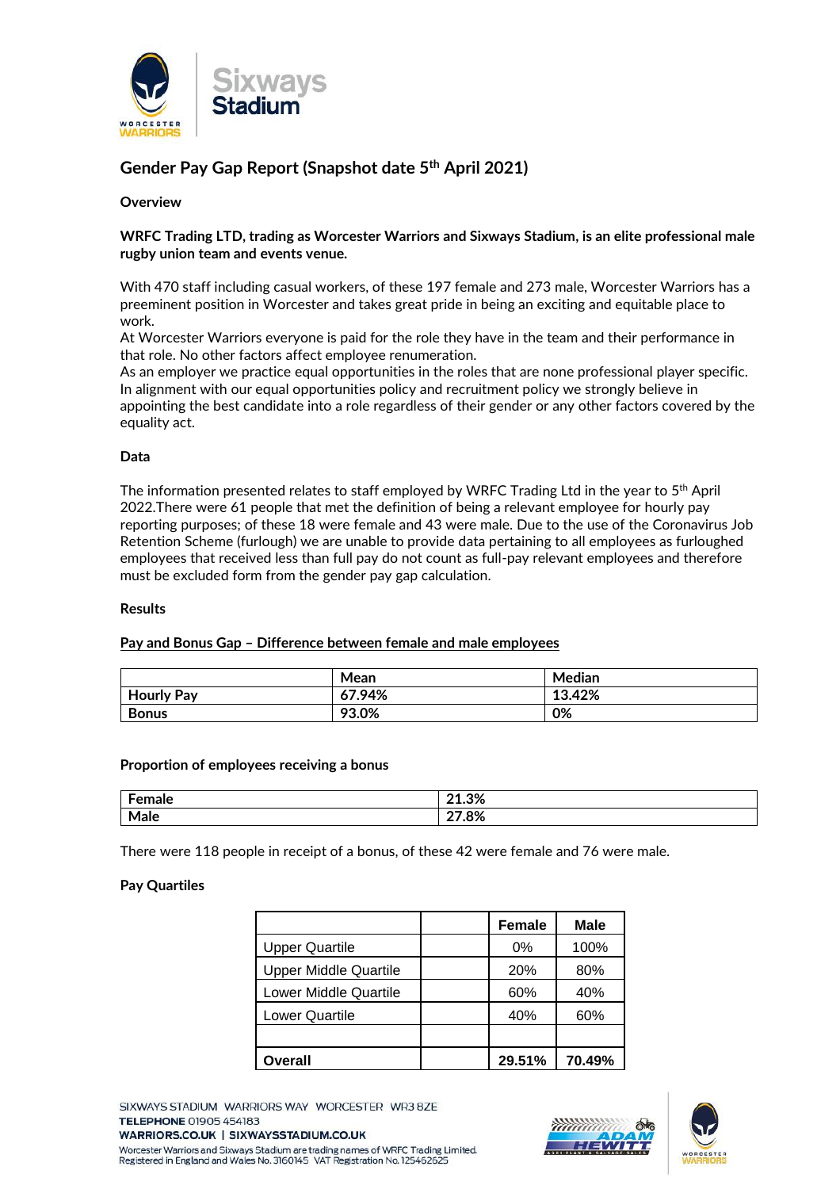## Gender Pay Gap Report (Snapshot date 5th April 2021)

**Overview**

**WRFC Trading LTD, trading as Worcester Warriors and Sixways Stadium, is an elite professional male rugby union team and events venue.**

With 470 staff including casual workers, of these 197 female and 273 male, Worcester Warriors has a preeminent position in Worcester and takes great pride in being an exciting and equitable place to work.
At Worcester Warriors everyone is paid for the role they have in the team and their performance in that role. No other factors affect employee renumeration.
As an employer we practice equal opportunities in the roles that are none professional player specific. In alignment with our equal opportunities policy and recruitment policy we strongly believe in appointing the best candidate into a role regardless of their gender or any other factors covered by the equality act.

**Data**

The information presented relates to staff employed by WRFC Trading Ltd in the year to 5th April 2022.There were 61 people that met the definition of being a relevant employee for hourly pay reporting purposes; of these 18 were female and 43 were male. Due to the use of the Coronavirus Job Retention Scheme (furlough) we are unable to provide data pertaining to all employees as furloughed employees that received less than full pay do not count as full-pay relevant employees and therefore must be excluded form from the gender pay gap calculation.

**Results**

**Pay and Bonus Gap – Difference between female and male employees**

| | Mean | Median |
|---|---|---|
| **Hourly Pay** | **67.94%** | **13.42%** |
| **Bonus** | **93.0%** | **0%** |

**Proportion of employees receiving a bonus**

| | |
|---|---|
| **Female** | **21.3%** |
| **Male** | **27.8%** |

There were 118 people in receipt of a bonus, of these 42 were female and 76 were male.

**Pay Quartiles**

| | | Female | Male |
|---|---|---|---|
| Upper Quartile | | 0% | 100% |
| Upper Middle Quartile | | 20% | 80% |
| Lower Middle Quartile | | 60% | 40% |
| Lower Quartile | | 40% | 60% |
| | | | |
| **Overall** | | **29.51%** | **70.49%** |

SIXWAYS STADIUM WARRIORS WAY WORCESTER WR3 8ZE
**TELEPHONE** 01905 454183
**WARRIORS.CO.UK | SIXWAYSSTADIUM.CO.UK**
Worcester Warriors and Sixways Stadium are trading names of WRFC Trading Limited.
Registered in England and Wales No. 3160145 VAT Registration No. 125462625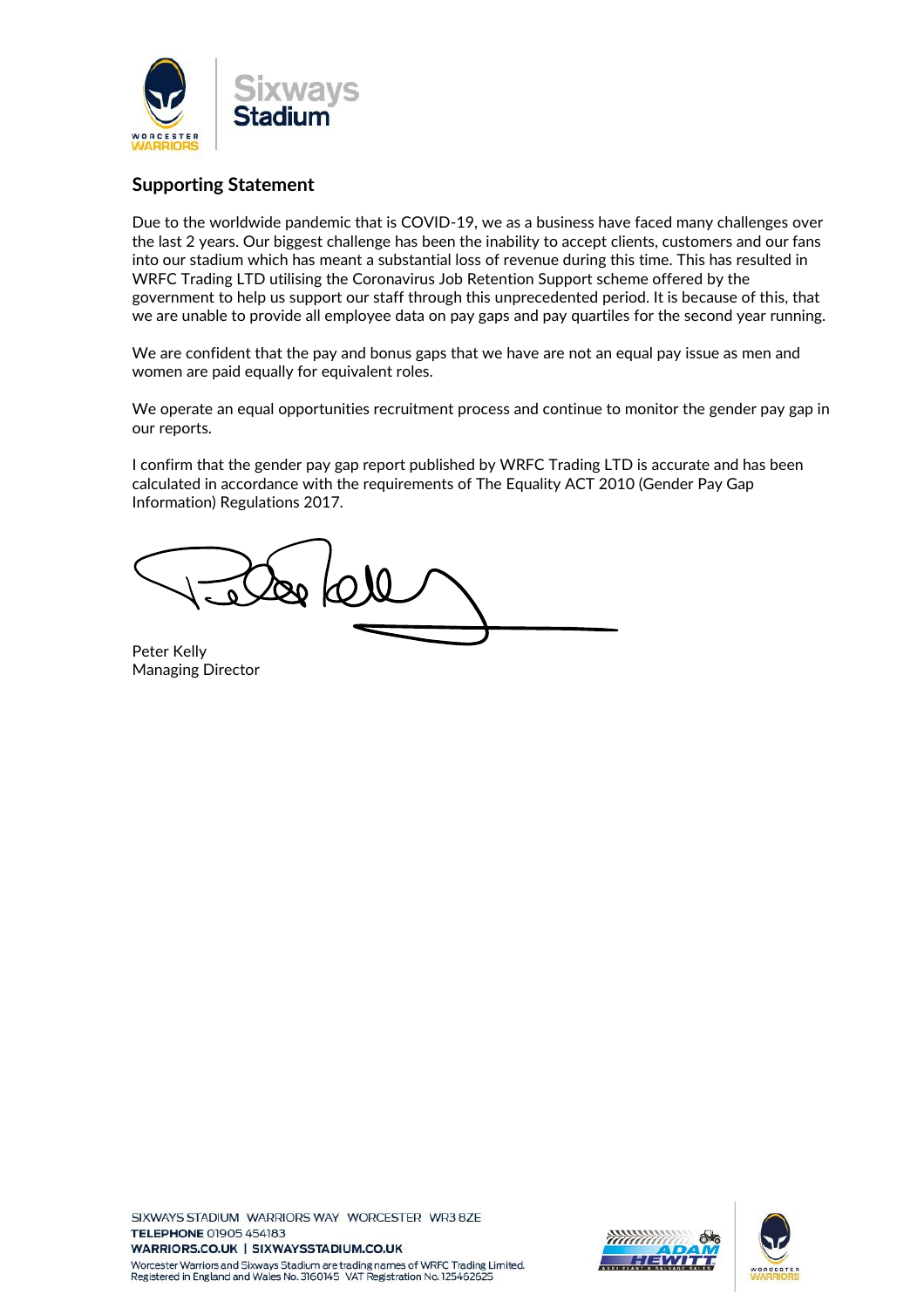## Supporting Statement

Due to the worldwide pandemic that is COVID-19, we as a business have faced many challenges over the last 2 years. Our biggest challenge has been the inability to accept clients, customers and our fans into our stadium which has meant a substantial loss of revenue during this time. This has resulted in WRFC Trading LTD utilising the Coronavirus Job Retention Support scheme offered by the government to help us support our staff through this unprecedented period. It is because of this, that we are unable to provide all employee data on pay gaps and pay quartiles for the second year running.

We are confident that the pay and bonus gaps that we have are not an equal pay issue as men and women are paid equally for equivalent roles.

We operate an equal opportunities recruitment process and continue to monitor the gender pay gap in our reports.

I confirm that the gender pay gap report published by WRFC Trading LTD is accurate and has been calculated in accordance with the requirements of The Equality ACT 2010 (Gender Pay Gap Information) Regulations 2017.

Peter Kelly
Managing Director

SIXWAYS STADIUM WARRIORS WAY WORCESTER WR3 8ZE
**TELEPHONE** 01905 454183
**WARRIORS.CO.UK | SIXWAYSSTADIUM.CO.UK**
Worcester Warriors and Sixways Stadium are trading names of WRFC Trading Limited.
Registered in England and Wales No. 3160145 VAT Registration No. 125462625